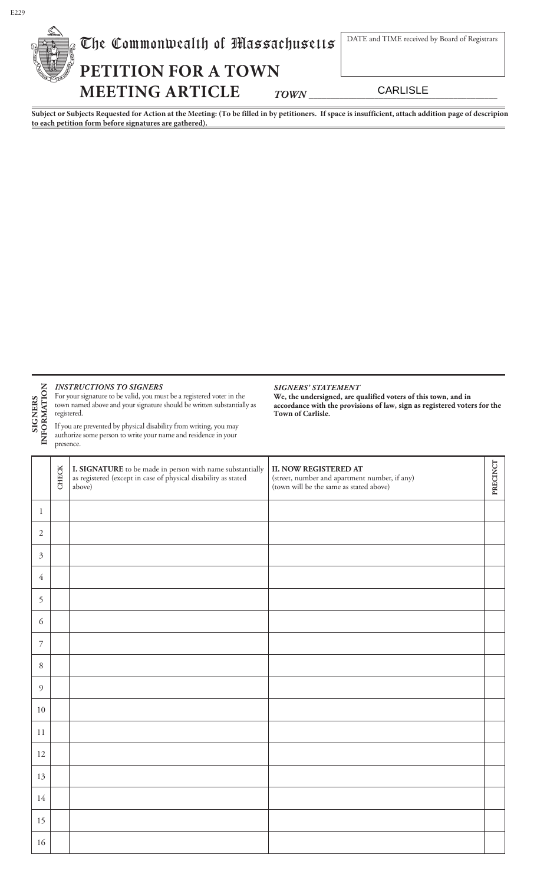E229

# The Commonwealth of Massachusetts

DATE and TIME received by Board of Registrars

## PETITION FOR A TOWN MEETING ARTICLE

*TOWN* CARLISLE

**Subject or Subjects Requested for Action at the Meeting: (To be filled in by petitioners. If space is insufficient, attach addition page of descripion to each petition form before signatures are gathered).**

**SIGNERS INFORMATION**

*INSTRUCTIONS TO SIGNERS*

For your signature to be valid, you must be a registered voter in the town named above and your signature should be written substantially as registered.

If you are prevented by physical disability from writing, you may authorize some person to write your name and residence in your presence.

*SIGNERS' STATEMENT*

**We, the undersigned, are qualified voters of this town, and in accordance with the provisions of law, sign as registered voters for the Town of Carlisle.**

| | CHECK | **I. SIGNATURE** to be made in person with name substantially as registered (except in case of physical disability as stated above) | **II. NOW REGISTERED AT** (street, number and apartment number, if any) (town will be the same as stated above) | PRECINCT |
|---|---|---|---|---|
| 1 | | | | |
| 2 | | | | |
| 3 | | | | |
| 4 | | | | |
| 5 | | | | |
| 6 | | | | |
| 7 | | | | |
| 8 | | | | |
| 9 | | | | |
| 10 | | | | |
| 11 | | | | |
| 12 | | | | |
| 13 | | | | |
| 14 | | | | |
| 15 | | | | |
| 16 | | | | |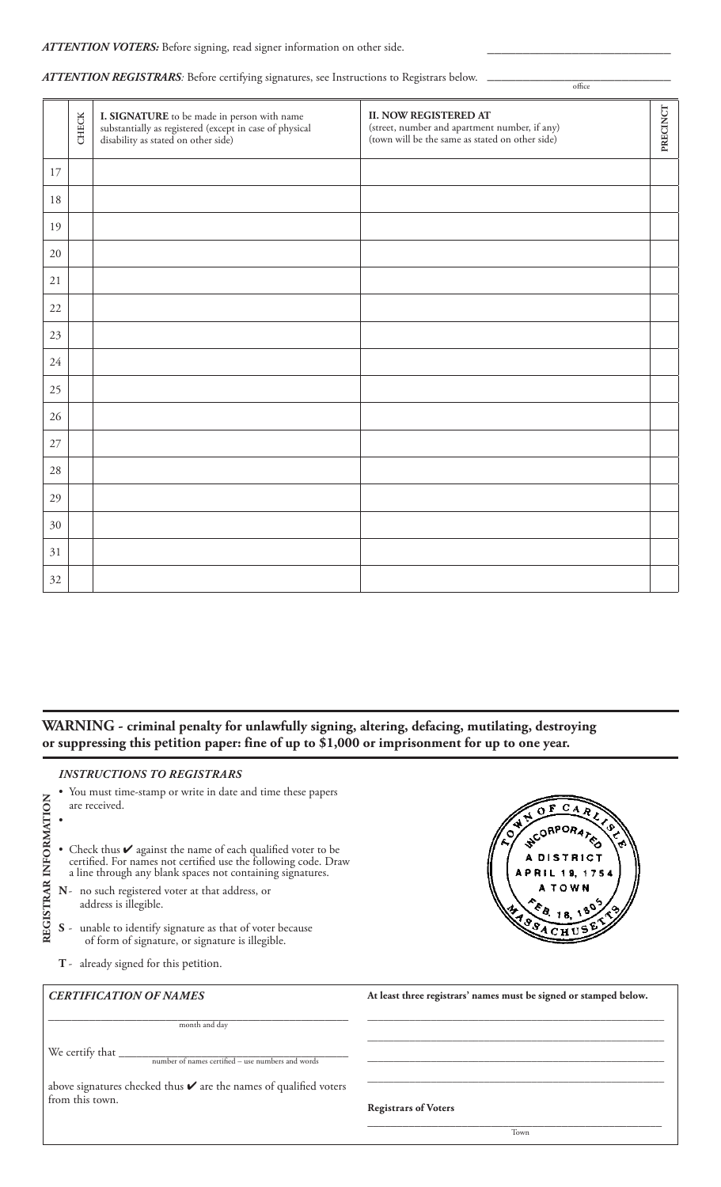***ATTENTION VOTERS:*** Before signing, read signer information on other side.

***ATTENTION REGISTRARS***: Before certifying signatures, see Instructions to Registrars below. ______________ office

| | CHECK | **I. SIGNATURE** to be made in person with name substantially as registered (except in case of physical disability as stated on other side) | **II. NOW REGISTERED AT** (street, number and apartment number, if any) (town will be the same as stated on other side) | PRECINCT |
|---|---|---|---|---|
| 17 | | | | |
| 18 | | | | |
| 19 | | | | |
| 20 | | | | |
| 21 | | | | |
| 22 | | | | |
| 23 | | | | |
| 24 | | | | |
| 25 | | | | |
| 26 | | | | |
| 27 | | | | |
| 28 | | | | |
| 29 | | | | |
| 30 | | | | |
| 31 | | | | |
| 32 | | | | |

**WARNING - criminal penalty for unlawfully signing, altering, defacing, mutilating, destroying or suppressing this petition paper: fine of up to $1,000 or imprisonment for up to one year.**

**REGISTRAR INFORMATION**

***INSTRUCTIONS TO REGISTRARS***

- You must time-stamp or write in date and time these papers are received.
- 
- Check thus ✔ against the name of each qualified voter to be certified. For names not certified use the following code. Draw a line through any blank spaces not containing signatures.

**N** - no such registered voter at that address, or address is illegible.

**S** - unable to identify signature as that of voter because of form of signature, or signature is illegible.

**T** - already signed for this petition.

TOWN OF CARLISLE INCORPORATED A DISTRICT APRIL 19, 1754 A TOWN FEB. 18, 1805 MASSACHUSETTS

***CERTIFICATION OF NAMES***

______________________
month and day

We certify that ______________________
number of names certified – use numbers and words

above signatures checked thus ✔ are the names of qualified voters from this town.

**At least three registrars' names must be signed or stamped below.**

______________________

______________________

______________________

______________________

**Registrars of Voters**

______________________
Town